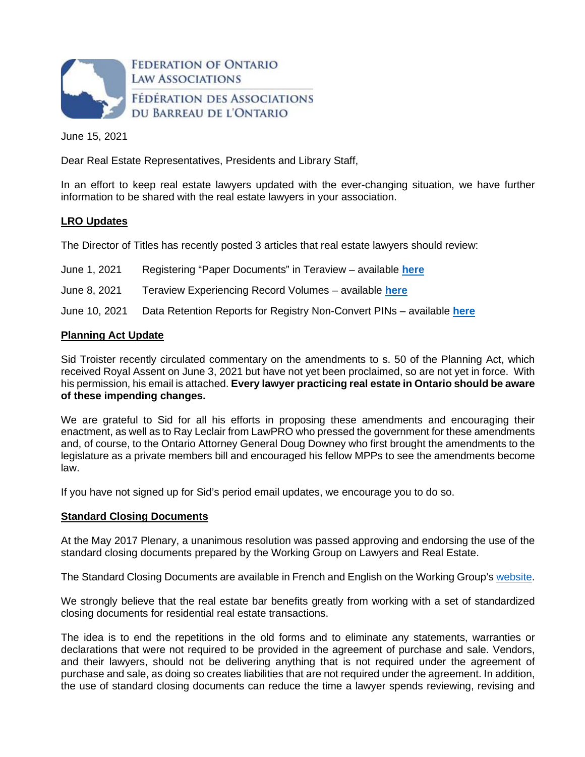FEDERATION OF ONTARIO LAW ASSOCIATIONS
FÉDÉRATION DES ASSOCIATIONS DU BARREAU DE L'ONTARIO

June 15, 2021

Dear Real Estate Representatives, Presidents and Library Staff,

In an effort to keep real estate lawyers updated with the ever-changing situation, we have further information to be shared with the real estate lawyers in your association.

## LRO Updates

The Director of Titles has recently posted 3 articles that real estate lawyers should review:

June 1, 2021 Registering "Paper Documents" in Teraview – available **here**

June 8, 2021 Teraview Experiencing Record Volumes – available **here**

June 10, 2021 Data Retention Reports for Registry Non-Convert PINs – available **here**

## Planning Act Update

Sid Troister recently circulated commentary on the amendments to s. 50 of the Planning Act, which received Royal Assent on June 3, 2021 but have not yet been proclaimed, so are not yet in force. With his permission, his email is attached. **Every lawyer practicing real estate in Ontario should be aware of these impending changes.**

We are grateful to Sid for all his efforts in proposing these amendments and encouraging their enactment, as well as to Ray Leclair from LawPRO who pressed the government for these amendments and, of course, to the Ontario Attorney General Doug Downey who first brought the amendments to the legislature as a private members bill and encouraged his fellow MPPs to see the amendments become law.

If you have not signed up for Sid's period email updates, we encourage you to do so.

## Standard Closing Documents

At the May 2017 Plenary, a unanimous resolution was passed approving and endorsing the use of the standard closing documents prepared by the Working Group on Lawyers and Real Estate.

The Standard Closing Documents are available in French and English on the Working Group's website.

We strongly believe that the real estate bar benefits greatly from working with a set of standardized closing documents for residential real estate transactions.

The idea is to end the repetitions in the old forms and to eliminate any statements, warranties or declarations that were not required to be provided in the agreement of purchase and sale. Vendors, and their lawyers, should not be delivering anything that is not required under the agreement of purchase and sale, as doing so creates liabilities that are not required under the agreement. In addition, the use of standard closing documents can reduce the time a lawyer spends reviewing, revising and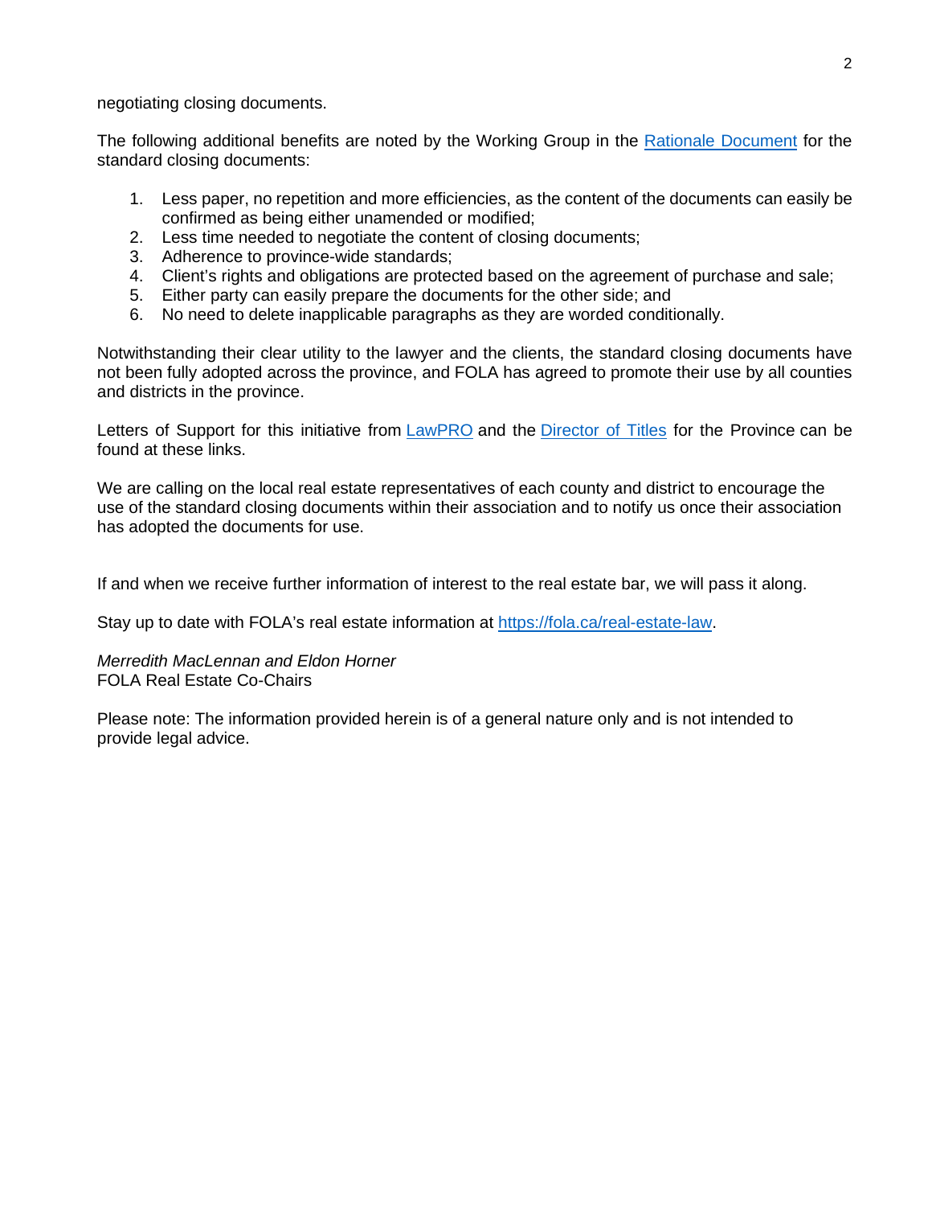negotiating closing documents.

The following additional benefits are noted by the Working Group in the Rationale Document for the standard closing documents:

1. Less paper, no repetition and more efficiencies, as the content of the documents can easily be confirmed as being either unamended or modified;
2. Less time needed to negotiate the content of closing documents;
3. Adherence to province-wide standards;
4. Client's rights and obligations are protected based on the agreement of purchase and sale;
5. Either party can easily prepare the documents for the other side; and
6. No need to delete inapplicable paragraphs as they are worded conditionally.

Notwithstanding their clear utility to the lawyer and the clients, the standard closing documents have not been fully adopted across the province, and FOLA has agreed to promote their use by all counties and districts in the province.

Letters of Support for this initiative from LawPRO and the Director of Titles for the Province can be found at these links.

We are calling on the local real estate representatives of each county and district to encourage the use of the standard closing documents within their association and to notify us once their association has adopted the documents for use.

If and when we receive further information of interest to the real estate bar, we will pass it along.

Stay up to date with FOLA's real estate information at https://fola.ca/real-estate-law.

*Merredith MacLennan and Eldon Horner*
FOLA Real Estate Co-Chairs

Please note: The information provided herein is of a general nature only and is not intended to provide legal advice.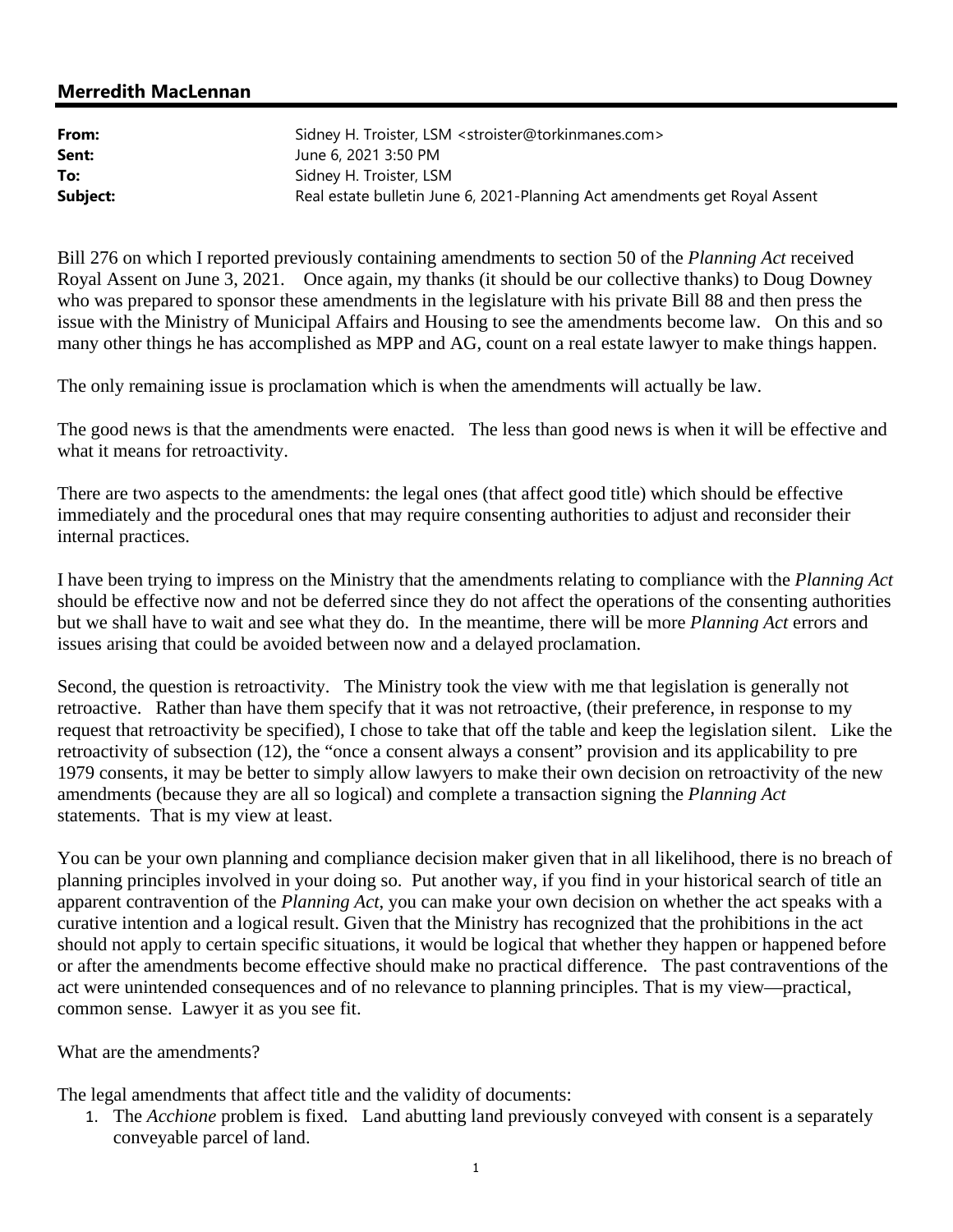## Merredith MacLennan

| | |
|---|---|
| **From:** | Sidney H. Troister, LSM <stroister@torkinmanes.com> |
| **Sent:** | June 6, 2021 3:50 PM |
| **To:** | Sidney H. Troister, LSM |
| **Subject:** | Real estate bulletin June 6, 2021-Planning Act amendments get Royal Assent |

Bill 276 on which I reported previously containing amendments to section 50 of the *Planning Act* received Royal Assent on June 3, 2021. Once again, my thanks (it should be our collective thanks) to Doug Downey who was prepared to sponsor these amendments in the legislature with his private Bill 88 and then press the issue with the Ministry of Municipal Affairs and Housing to see the amendments become law. On this and so many other things he has accomplished as MPP and AG, count on a real estate lawyer to make things happen.

The only remaining issue is proclamation which is when the amendments will actually be law.

The good news is that the amendments were enacted. The less than good news is when it will be effective and what it means for retroactivity.

There are two aspects to the amendments: the legal ones (that affect good title) which should be effective immediately and the procedural ones that may require consenting authorities to adjust and reconsider their internal practices.

I have been trying to impress on the Ministry that the amendments relating to compliance with the *Planning Act* should be effective now and not be deferred since they do not affect the operations of the consenting authorities but we shall have to wait and see what they do. In the meantime, there will be more *Planning Act* errors and issues arising that could be avoided between now and a delayed proclamation.

Second, the question is retroactivity. The Ministry took the view with me that legislation is generally not retroactive. Rather than have them specify that it was not retroactive, (their preference, in response to my request that retroactivity be specified), I chose to take that off the table and keep the legislation silent. Like the retroactivity of subsection (12), the "once a consent always a consent" provision and its applicability to pre 1979 consents, it may be better to simply allow lawyers to make their own decision on retroactivity of the new amendments (because they are all so logical) and complete a transaction signing the *Planning Act* statements. That is my view at least.

You can be your own planning and compliance decision maker given that in all likelihood, there is no breach of planning principles involved in your doing so. Put another way, if you find in your historical search of title an apparent contravention of the *Planning Act*, you can make your own decision on whether the act speaks with a curative intention and a logical result. Given that the Ministry has recognized that the prohibitions in the act should not apply to certain specific situations, it would be logical that whether they happen or happened before or after the amendments become effective should make no practical difference. The past contraventions of the act were unintended consequences and of no relevance to planning principles. That is my view—practical, common sense. Lawyer it as you see fit.

What are the amendments?

The legal amendments that affect title and the validity of documents:

1. The *Acchione* problem is fixed. Land abutting land previously conveyed with consent is a separately conveyable parcel of land.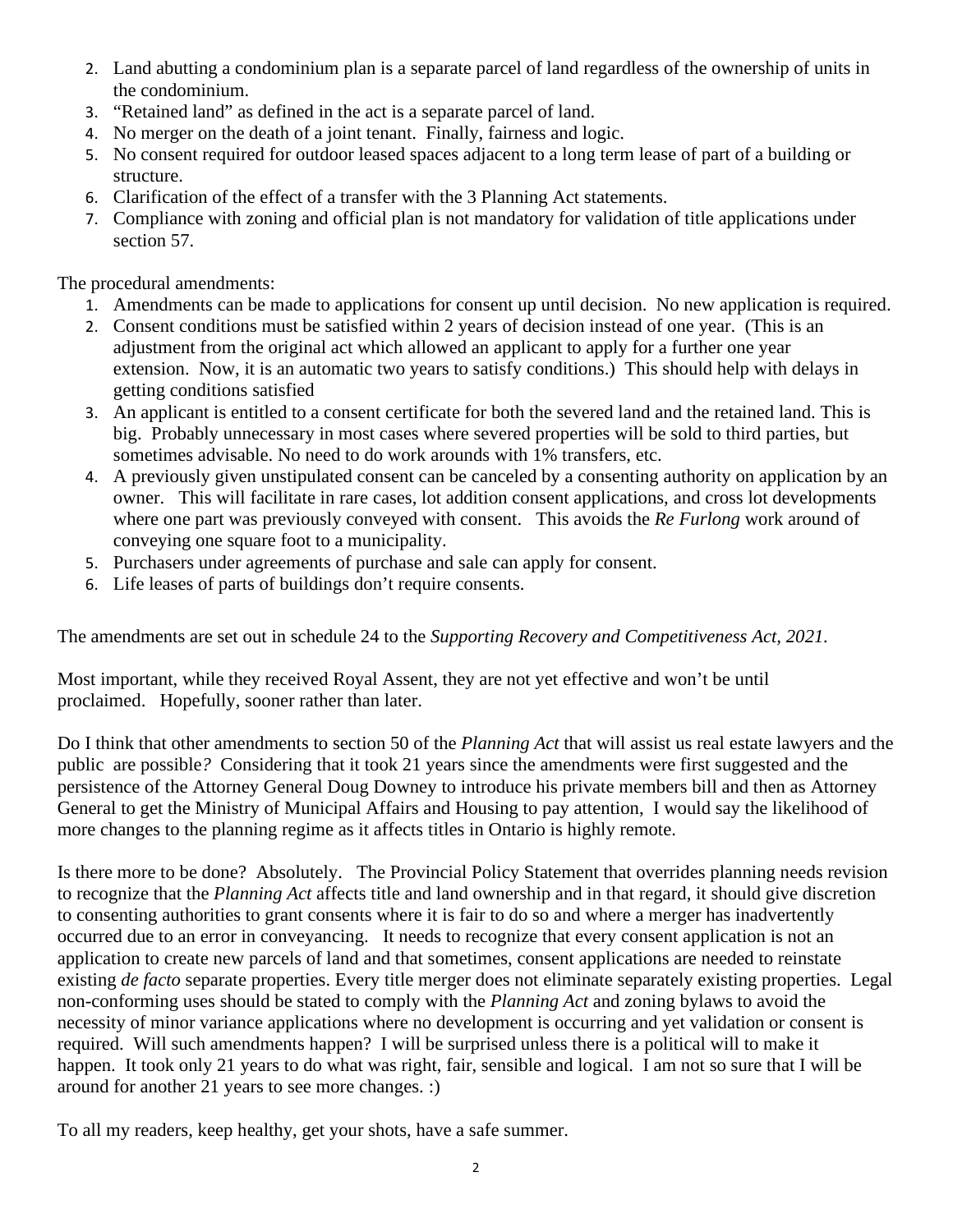2. Land abutting a condominium plan is a separate parcel of land regardless of the ownership of units in the condominium.
3. "Retained land" as defined in the act is a separate parcel of land.
4. No merger on the death of a joint tenant. Finally, fairness and logic.
5. No consent required for outdoor leased spaces adjacent to a long term lease of part of a building or structure.
6. Clarification of the effect of a transfer with the 3 Planning Act statements.
7. Compliance with zoning and official plan is not mandatory for validation of title applications under section 57.

The procedural amendments:

1. Amendments can be made to applications for consent up until decision. No new application is required.
2. Consent conditions must be satisfied within 2 years of decision instead of one year. (This is an adjustment from the original act which allowed an applicant to apply for a further one year extension. Now, it is an automatic two years to satisfy conditions.) This should help with delays in getting conditions satisfied
3. An applicant is entitled to a consent certificate for both the severed land and the retained land. This is big. Probably unnecessary in most cases where severed properties will be sold to third parties, but sometimes advisable. No need to do work arounds with 1% transfers, etc.
4. A previously given unstipulated consent can be canceled by a consenting authority on application by an owner. This will facilitate in rare cases, lot addition consent applications, and cross lot developments where one part was previously conveyed with consent. This avoids the *Re Furlong* work around of conveying one square foot to a municipality.
5. Purchasers under agreements of purchase and sale can apply for consent.
6. Life leases of parts of buildings don't require consents.

The amendments are set out in schedule 24 to the *Supporting Recovery and Competitiveness Act, 2021.*

Most important, while they received Royal Assent, they are not yet effective and won't be until proclaimed. Hopefully, sooner rather than later.

Do I think that other amendments to section 50 of the *Planning Act* that will assist us real estate lawyers and the public are possible? Considering that it took 21 years since the amendments were first suggested and the persistence of the Attorney General Doug Downey to introduce his private members bill and then as Attorney General to get the Ministry of Municipal Affairs and Housing to pay attention, I would say the likelihood of more changes to the planning regime as it affects titles in Ontario is highly remote.

Is there more to be done? Absolutely. The Provincial Policy Statement that overrides planning needs revision to recognize that the *Planning Act* affects title and land ownership and in that regard, it should give discretion to consenting authorities to grant consents where it is fair to do so and where a merger has inadvertently occurred due to an error in conveyancing. It needs to recognize that every consent application is not an application to create new parcels of land and that sometimes, consent applications are needed to reinstate existing *de facto* separate properties. Every title merger does not eliminate separately existing properties. Legal non-conforming uses should be stated to comply with the *Planning Act* and zoning bylaws to avoid the necessity of minor variance applications where no development is occurring and yet validation or consent is required. Will such amendments happen? I will be surprised unless there is a political will to make it happen. It took only 21 years to do what was right, fair, sensible and logical. I am not so sure that I will be around for another 21 years to see more changes. :)

To all my readers, keep healthy, get your shots, have a safe summer.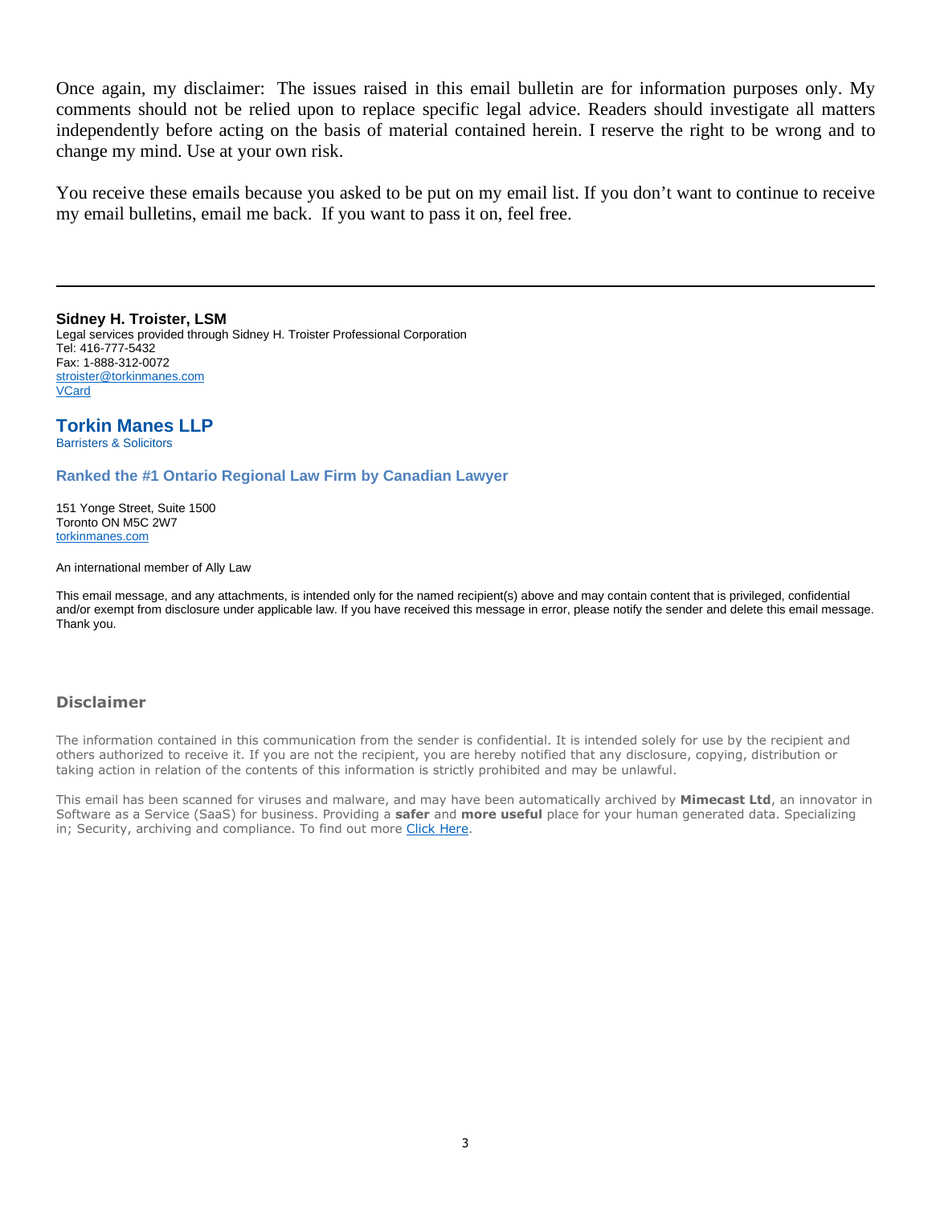Once again, my disclaimer: The issues raised in this email bulletin are for information purposes only. My comments should not be relied upon to replace specific legal advice. Readers should investigate all matters independently before acting on the basis of material contained herein. I reserve the right to be wrong and to change my mind. Use at your own risk.

You receive these emails because you asked to be put on my email list. If you don't want to continue to receive my email bulletins, email me back. If you want to pass it on, feel free.

---

**Sidney H. Troister, LSM**
Legal services provided through Sidney H. Troister Professional Corporation
Tel: 416-777-5432
Fax: 1-888-312-0072
stroister@torkinmanes.com
VCard

**Torkin Manes LLP**
Barristers & Solicitors

**Ranked the #1 Ontario Regional Law Firm by Canadian Lawyer**

151 Yonge Street, Suite 1500
Toronto ON M5C 2W7
torkinmanes.com

An international member of Ally Law

This email message, and any attachments, is intended only for the named recipient(s) above and may contain content that is privileged, confidential and/or exempt from disclosure under applicable law. If you have received this message in error, please notify the sender and delete this email message. Thank you.

**Disclaimer**

The information contained in this communication from the sender is confidential. It is intended solely for use by the recipient and others authorized to receive it. If you are not the recipient, you are hereby notified that any disclosure, copying, distribution or taking action in relation of the contents of this information is strictly prohibited and may be unlawful.

This email has been scanned for viruses and malware, and may have been automatically archived by **Mimecast Ltd**, an innovator in Software as a Service (SaaS) for business. Providing a **safer** and **more useful** place for your human generated data. Specializing in; Security, archiving and compliance. To find out more Click Here.